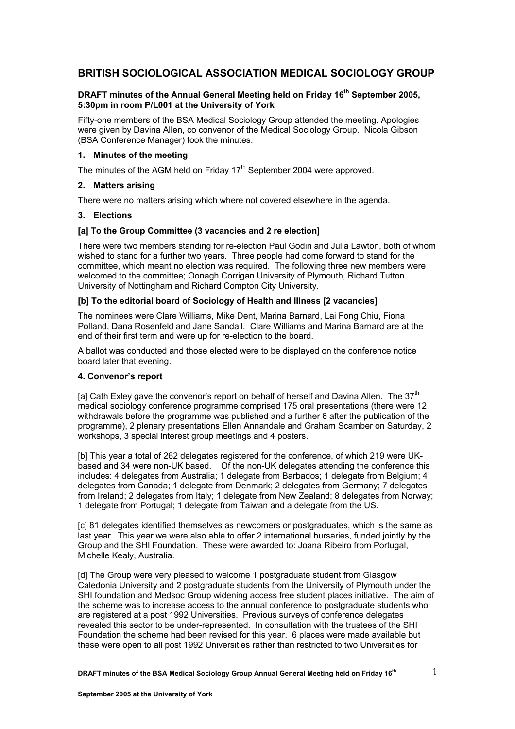# BRITISH SOCIOLOGICAL ASSOCIATION MEDICAL SOCIOLOGY GROUP

**DRAFT minutes of the Annual General Meeting held on Friday 16th September 2005, 5:30pm in room P/L001 at the University of York**

Fifty-one members of the BSA Medical Sociology Group attended the meeting. Apologies were given by Davina Allen, co convenor of the Medical Sociology Group. Nicola Gibson (BSA Conference Manager) took the minutes.

### 1. Minutes of the meeting

The minutes of the AGM held on Friday 17th September 2004 were approved.

### 2. Matters arising

There were no matters arising which where not covered elsewhere in the agenda.

### 3. Elections

**[a] To the Group Committee (3 vacancies and 2 re election]**

There were two members standing for re-election Paul Godin and Julia Lawton, both of whom wished to stand for a further two years. Three people had come forward to stand for the committee, which meant no election was required. The following three new members were welcomed to the committee; Oonagh Corrigan University of Plymouth, Richard Tutton University of Nottingham and Richard Compton City University.

**[b] To the editorial board of Sociology of Health and Illness [2 vacancies]**

The nominees were Clare Williams, Mike Dent, Marina Barnard, Lai Fong Chiu, Fiona Polland, Dana Rosenfeld and Jane Sandall. Clare Williams and Marina Barnard are at the end of their first term and were up for re-election to the board.

A ballot was conducted and those elected were to be displayed on the conference notice board later that evening.

### 4. Convenor's report

[a] Cath Exley gave the convenor's report on behalf of herself and Davina Allen. The 37th medical sociology conference programme comprised 175 oral presentations (there were 12 withdrawals before the programme was published and a further 6 after the publication of the programme), 2 plenary presentations Ellen Annandale and Graham Scamber on Saturday, 2 workshops, 3 special interest group meetings and 4 posters.

[b] This year a total of 262 delegates registered for the conference, of which 219 were UK-based and 34 were non-UK based. Of the non-UK delegates attending the conference this includes: 4 delegates from Australia; 1 delegate from Barbados; 1 delegate from Belgium; 4 delegates from Canada; 1 delegate from Denmark; 2 delegates from Germany; 7 delegates from Ireland; 2 delegates from Italy; 1 delegate from New Zealand; 8 delegates from Norway; 1 delegate from Portugal; 1 delegate from Taiwan and a delegate from the US.

[c] 81 delegates identified themselves as newcomers or postgraduates, which is the same as last year. This year we were also able to offer 2 international bursaries, funded jointly by the Group and the SHI Foundation. These were awarded to: Joana Ribeiro from Portugal, Michelle Kealy, Australia.

[d] The Group were very pleased to welcome 1 postgraduate student from Glasgow Caledonia University and 2 postgraduate students from the University of Plymouth under the SHI foundation and Medsoc Group widening access free student places initiative. The aim of the scheme was to increase access to the annual conference to postgraduate students who are registered at a post 1992 Universities. Previous surveys of conference delegates revealed this sector to be under-represented. In consultation with the trustees of the SHI Foundation the scheme had been revised for this year. 6 places were made available but these were open to all post 1992 Universities rather than restricted to two Universities for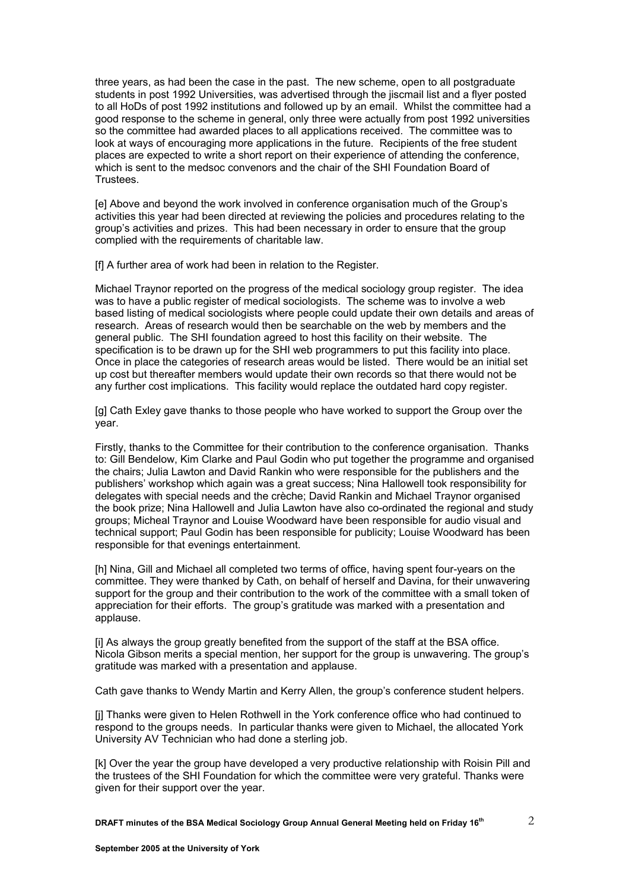three years, as had been the case in the past. The new scheme, open to all postgraduate students in post 1992 Universities, was advertised through the jiscmail list and a flyer posted to all HoDs of post 1992 institutions and followed up by an email. Whilst the committee had a good response to the scheme in general, only three were actually from post 1992 universities so the committee had awarded places to all applications received. The committee was to look at ways of encouraging more applications in the future. Recipients of the free student places are expected to write a short report on their experience of attending the conference, which is sent to the medsoc convenors and the chair of the SHI Foundation Board of Trustees.

[e] Above and beyond the work involved in conference organisation much of the Group's activities this year had been directed at reviewing the policies and procedures relating to the group's activities and prizes. This had been necessary in order to ensure that the group complied with the requirements of charitable law.

[f] A further area of work had been in relation to the Register.

Michael Traynor reported on the progress of the medical sociology group register. The idea was to have a public register of medical sociologists. The scheme was to involve a web based listing of medical sociologists where people could update their own details and areas of research. Areas of research would then be searchable on the web by members and the general public. The SHI foundation agreed to host this facility on their website. The specification is to be drawn up for the SHI web programmers to put this facility into place. Once in place the categories of research areas would be listed. There would be an initial set up cost but thereafter members would update their own records so that there would not be any further cost implications. This facility would replace the outdated hard copy register.

[g] Cath Exley gave thanks to those people who have worked to support the Group over the year.

Firstly, thanks to the Committee for their contribution to the conference organisation. Thanks to: Gill Bendelow, Kim Clarke and Paul Godin who put together the programme and organised the chairs; Julia Lawton and David Rankin who were responsible for the publishers and the publishers' workshop which again was a great success; Nina Hallowell took responsibility for delegates with special needs and the crèche; David Rankin and Michael Traynor organised the book prize; Nina Hallowell and Julia Lawton have also co-ordinated the regional and study groups; Micheal Traynor and Louise Woodward have been responsible for audio visual and technical support; Paul Godin has been responsible for publicity; Louise Woodward has been responsible for that evenings entertainment.

[h] Nina, Gill and Michael all completed two terms of office, having spent four-years on the committee. They were thanked by Cath, on behalf of herself and Davina, for their unwavering support for the group and their contribution to the work of the committee with a small token of appreciation for their efforts. The group's gratitude was marked with a presentation and applause.

[i] As always the group greatly benefited from the support of the staff at the BSA office. Nicola Gibson merits a special mention, her support for the group is unwavering. The group's gratitude was marked with a presentation and applause.

Cath gave thanks to Wendy Martin and Kerry Allen, the group's conference student helpers.

[j] Thanks were given to Helen Rothwell in the York conference office who had continued to respond to the groups needs. In particular thanks were given to Michael, the allocated York University AV Technician who had done a sterling job.

[k] Over the year the group have developed a very productive relationship with Roisin Pill and the trustees of the SHI Foundation for which the committee were very grateful. Thanks were given for their support over the year.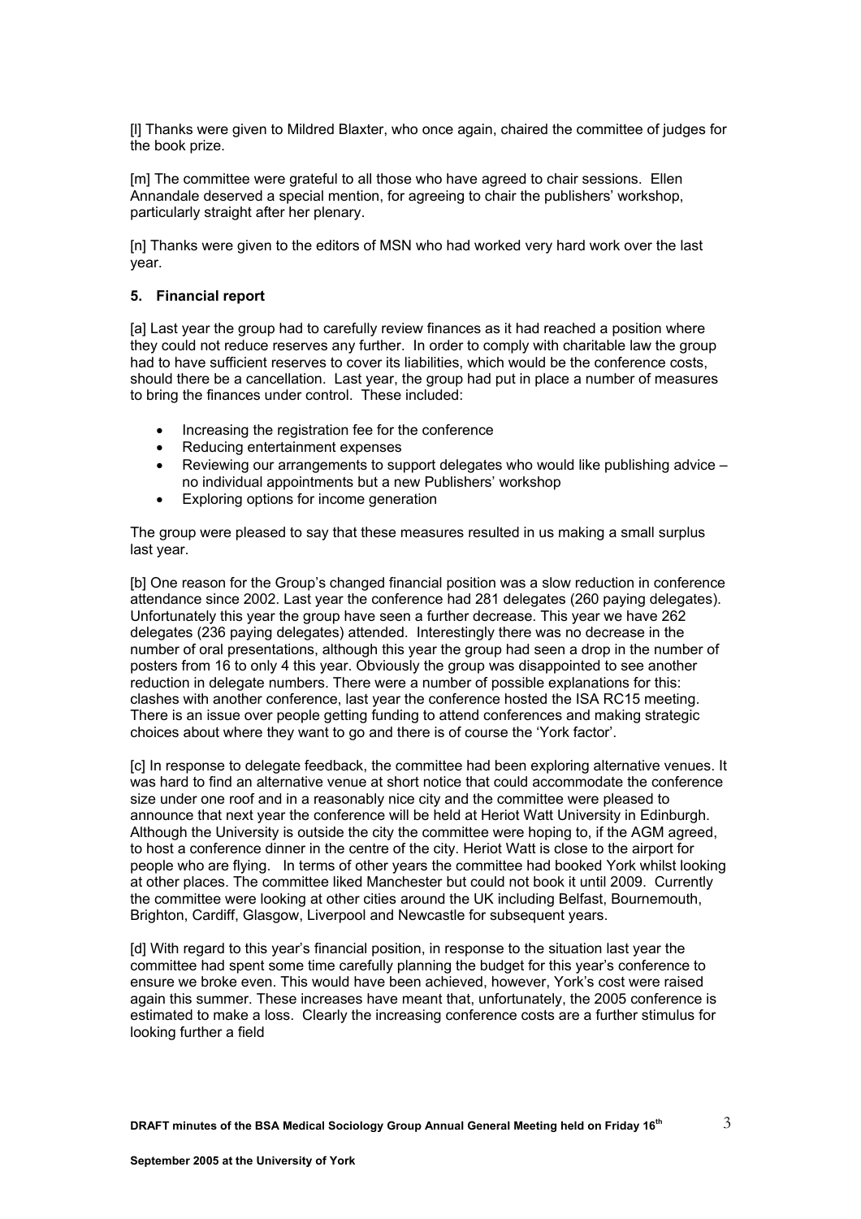[l] Thanks were given to Mildred Blaxter, who once again, chaired the committee of judges for the book prize.

[m] The committee were grateful to all those who have agreed to chair sessions. Ellen Annandale deserved a special mention, for agreeing to chair the publishers' workshop, particularly straight after her plenary.

[n] Thanks were given to the editors of MSN who had worked very hard work over the last year.

**5. Financial report**

[a] Last year the group had to carefully review finances as it had reached a position where they could not reduce reserves any further. In order to comply with charitable law the group had to have sufficient reserves to cover its liabilities, which would be the conference costs, should there be a cancellation. Last year, the group had put in place a number of measures to bring the finances under control. These included:

- Increasing the registration fee for the conference
- Reducing entertainment expenses
- Reviewing our arrangements to support delegates who would like publishing advice – no individual appointments but a new Publishers' workshop
- Exploring options for income generation

The group were pleased to say that these measures resulted in us making a small surplus last year.

[b] One reason for the Group's changed financial position was a slow reduction in conference attendance since 2002. Last year the conference had 281 delegates (260 paying delegates). Unfortunately this year the group have seen a further decrease. This year we have 262 delegates (236 paying delegates) attended. Interestingly there was no decrease in the number of oral presentations, although this year the group had seen a drop in the number of posters from 16 to only 4 this year. Obviously the group was disappointed to see another reduction in delegate numbers. There were a number of possible explanations for this: clashes with another conference, last year the conference hosted the ISA RC15 meeting. There is an issue over people getting funding to attend conferences and making strategic choices about where they want to go and there is of course the 'York factor'.

[c] In response to delegate feedback, the committee had been exploring alternative venues. It was hard to find an alternative venue at short notice that could accommodate the conference size under one roof and in a reasonably nice city and the committee were pleased to announce that next year the conference will be held at Heriot Watt University in Edinburgh. Although the University is outside the city the committee were hoping to, if the AGM agreed, to host a conference dinner in the centre of the city. Heriot Watt is close to the airport for people who are flying. In terms of other years the committee had booked York whilst looking at other places. The committee liked Manchester but could not book it until 2009. Currently the committee were looking at other cities around the UK including Belfast, Bournemouth, Brighton, Cardiff, Glasgow, Liverpool and Newcastle for subsequent years.

[d] With regard to this year's financial position, in response to the situation last year the committee had spent some time carefully planning the budget for this year's conference to ensure we broke even. This would have been achieved, however, York's cost were raised again this summer. These increases have meant that, unfortunately, the 2005 conference is estimated to make a loss. Clearly the increasing conference costs are a further stimulus for looking further a field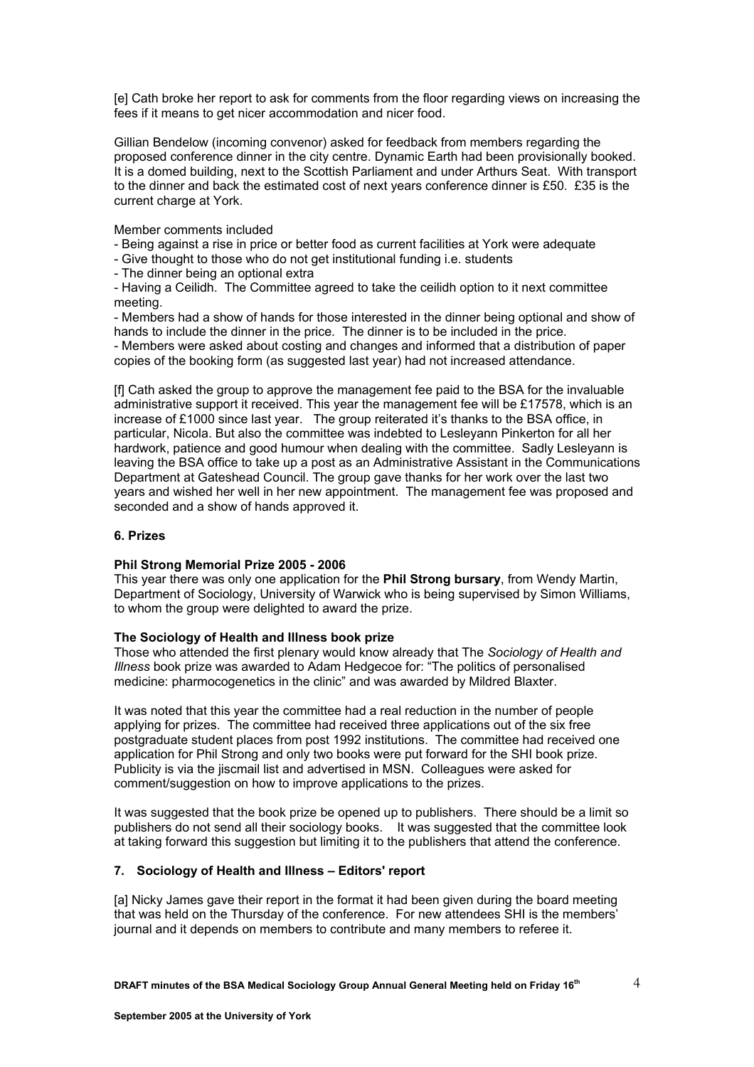[e] Cath broke her report to ask for comments from the floor regarding views on increasing the fees if it means to get nicer accommodation and nicer food.

Gillian Bendelow (incoming convenor) asked for feedback from members regarding the proposed conference dinner in the city centre. Dynamic Earth had been provisionally booked. It is a domed building, next to the Scottish Parliament and under Arthurs Seat. With transport to the dinner and back the estimated cost of next years conference dinner is £50. £35 is the current charge at York.

Member comments included

- Being against a rise in price or better food as current facilities at York were adequate
- Give thought to those who do not get institutional funding i.e. students
- The dinner being an optional extra
- Having a Ceilidh. The Committee agreed to take the ceilidh option to it next committee meeting.
- Members had a show of hands for those interested in the dinner being optional and show of hands to include the dinner in the price. The dinner is to be included in the price.
- Members were asked about costing and changes and informed that a distribution of paper copies of the booking form (as suggested last year) had not increased attendance.

[f] Cath asked the group to approve the management fee paid to the BSA for the invaluable administrative support it received. This year the management fee will be £17578, which is an increase of £1000 since last year. The group reiterated it's thanks to the BSA office, in particular, Nicola. But also the committee was indebted to Lesleyann Pinkerton for all her hardwork, patience and good humour when dealing with the committee. Sadly Lesleyann is leaving the BSA office to take up a post as an Administrative Assistant in the Communications Department at Gateshead Council. The group gave thanks for her work over the last two years and wished her well in her new appointment. The management fee was proposed and seconded and a show of hands approved it.

### 6. Prizes

**Phil Strong Memorial Prize 2005 - 2006**

This year there was only one application for the **Phil Strong bursary**, from Wendy Martin, Department of Sociology, University of Warwick who is being supervised by Simon Williams, to whom the group were delighted to award the prize.

**The Sociology of Health and Illness book prize**

Those who attended the first plenary would know already that The *Sociology of Health and Illness* book prize was awarded to Adam Hedgecoe for: "The politics of personalised medicine: pharmocogenetics in the clinic" and was awarded by Mildred Blaxter.

It was noted that this year the committee had a real reduction in the number of people applying for prizes. The committee had received three applications out of the six free postgraduate student places from post 1992 institutions. The committee had received one application for Phil Strong and only two books were put forward for the SHI book prize. Publicity is via the jiscmail list and advertised in MSN. Colleagues were asked for comment/suggestion on how to improve applications to the prizes.

It was suggested that the book prize be opened up to publishers. There should be a limit so publishers do not send all their sociology books. It was suggested that the committee look at taking forward this suggestion but limiting it to the publishers that attend the conference.

### 7. Sociology of Health and Illness – Editors' report

[a] Nicky James gave their report in the format it had been given during the board meeting that was held on the Thursday of the conference. For new attendees SHI is the members' journal and it depends on members to contribute and many members to referee it.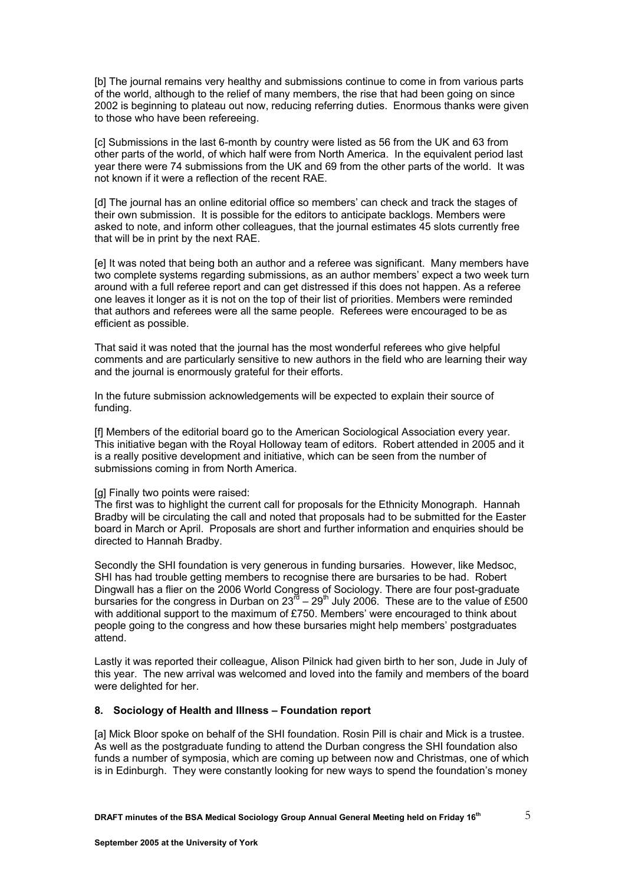[b] The journal remains very healthy and submissions continue to come in from various parts of the world, although to the relief of many members, the rise that had been going on since 2002 is beginning to plateau out now, reducing referring duties. Enormous thanks were given to those who have been refereeing.

[c] Submissions in the last 6-month by country were listed as 56 from the UK and 63 from other parts of the world, of which half were from North America. In the equivalent period last year there were 74 submissions from the UK and 69 from the other parts of the world. It was not known if it were a reflection of the recent RAE.

[d] The journal has an online editorial office so members' can check and track the stages of their own submission. It is possible for the editors to anticipate backlogs. Members were asked to note, and inform other colleagues, that the journal estimates 45 slots currently free that will be in print by the next RAE.

[e] It was noted that being both an author and a referee was significant. Many members have two complete systems regarding submissions, as an author members' expect a two week turn around with a full referee report and can get distressed if this does not happen. As a referee one leaves it longer as it is not on the top of their list of priorities. Members were reminded that authors and referees were all the same people. Referees were encouraged to be as efficient as possible.

That said it was noted that the journal has the most wonderful referees who give helpful comments and are particularly sensitive to new authors in the field who are learning their way and the journal is enormously grateful for their efforts.

In the future submission acknowledgements will be expected to explain their source of funding.

[f] Members of the editorial board go to the American Sociological Association every year. This initiative began with the Royal Holloway team of editors. Robert attended in 2005 and it is a really positive development and initiative, which can be seen from the number of submissions coming in from North America.

[g] Finally two points were raised:
The first was to highlight the current call for proposals for the Ethnicity Monograph. Hannah Bradby will be circulating the call and noted that proposals had to be submitted for the Easter board in March or April. Proposals are short and further information and enquiries should be directed to Hannah Bradby.

Secondly the SHI foundation is very generous in funding bursaries. However, like Medsoc, SHI has had trouble getting members to recognise there are bursaries to be had. Robert Dingwall has a flier on the 2006 World Congress of Sociology. There are four post-graduate bursaries for the congress in Durban on 23rd – 29th July 2006. These are to the value of £500 with additional support to the maximum of £750. Members' were encouraged to think about people going to the congress and how these bursaries might help members' postgraduates attend.

Lastly it was reported their colleague, Alison Pilnick had given birth to her son, Jude in July of this year. The new arrival was welcomed and loved into the family and members of the board were delighted for her.

## 8. Sociology of Health and Illness – Foundation report

[a] Mick Bloor spoke on behalf of the SHI foundation. Rosin Pill is chair and Mick is a trustee. As well as the postgraduate funding to attend the Durban congress the SHI foundation also funds a number of symposia, which are coming up between now and Christmas, one of which is in Edinburgh. They were constantly looking for new ways to spend the foundation's money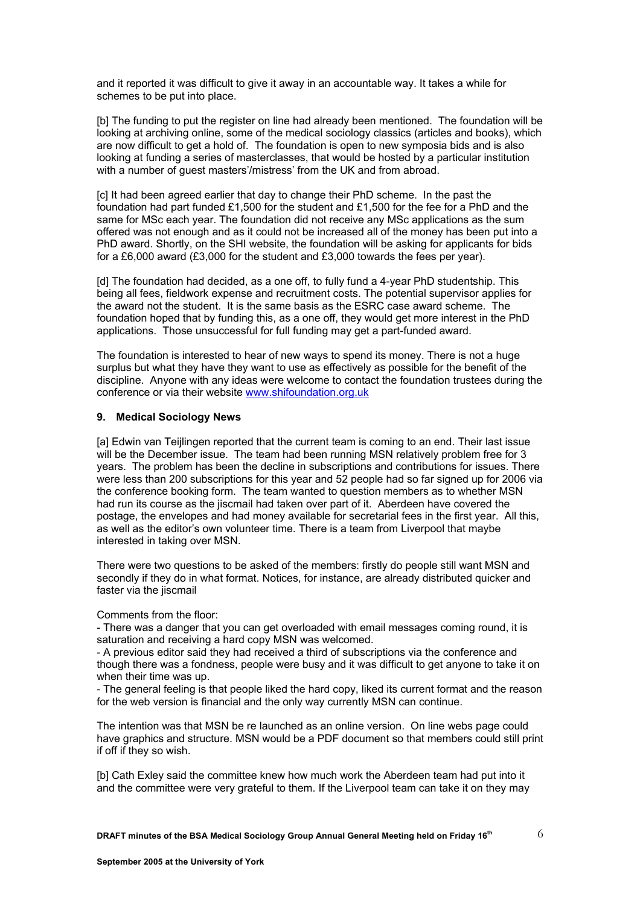and it reported it was difficult to give it away in an accountable way. It takes a while for schemes to be put into place.

[b] The funding to put the register on line had already been mentioned. The foundation will be looking at archiving online, some of the medical sociology classics (articles and books), which are now difficult to get a hold of. The foundation is open to new symposia bids and is also looking at funding a series of masterclasses, that would be hosted by a particular institution with a number of guest masters'/mistress' from the UK and from abroad.

[c] It had been agreed earlier that day to change their PhD scheme. In the past the foundation had part funded £1,500 for the student and £1,500 for the fee for a PhD and the same for MSc each year. The foundation did not receive any MSc applications as the sum offered was not enough and as it could not be increased all of the money has been put into a PhD award. Shortly, on the SHI website, the foundation will be asking for applicants for bids for a £6,000 award (£3,000 for the student and £3,000 towards the fees per year).

[d] The foundation had decided, as a one off, to fully fund a 4-year PhD studentship. This being all fees, fieldwork expense and recruitment costs. The potential supervisor applies for the award not the student. It is the same basis as the ESRC case award scheme. The foundation hoped that by funding this, as a one off, they would get more interest in the PhD applications. Those unsuccessful for full funding may get a part-funded award.

The foundation is interested to hear of new ways to spend its money. There is not a huge surplus but what they have they want to use as effectively as possible for the benefit of the discipline. Anyone with any ideas were welcome to contact the foundation trustees during the conference or via their website www.shifoundation.org.uk

**9. Medical Sociology News**

[a] Edwin van Teijlingen reported that the current team is coming to an end. Their last issue will be the December issue. The team had been running MSN relatively problem free for 3 years. The problem has been the decline in subscriptions and contributions for issues. There were less than 200 subscriptions for this year and 52 people had so far signed up for 2006 via the conference booking form. The team wanted to question members as to whether MSN had run its course as the jiscmail had taken over part of it. Aberdeen have covered the postage, the envelopes and had money available for secretarial fees in the first year. All this, as well as the editor's own volunteer time. There is a team from Liverpool that maybe interested in taking over MSN.

There were two questions to be asked of the members: firstly do people still want MSN and secondly if they do in what format. Notices, for instance, are already distributed quicker and faster via the jiscmail

Comments from the floor:

- There was a danger that you can get overloaded with email messages coming round, it is saturation and receiving a hard copy MSN was welcomed.
- A previous editor said they had received a third of subscriptions via the conference and though there was a fondness, people were busy and it was difficult to get anyone to take it on when their time was up.
- The general feeling is that people liked the hard copy, liked its current format and the reason for the web version is financial and the only way currently MSN can continue.

The intention was that MSN be re launched as an online version. On line webs page could have graphics and structure. MSN would be a PDF document so that members could still print if off if they so wish.

[b] Cath Exley said the committee knew how much work the Aberdeen team had put into it and the committee were very grateful to them. If the Liverpool team can take it on they may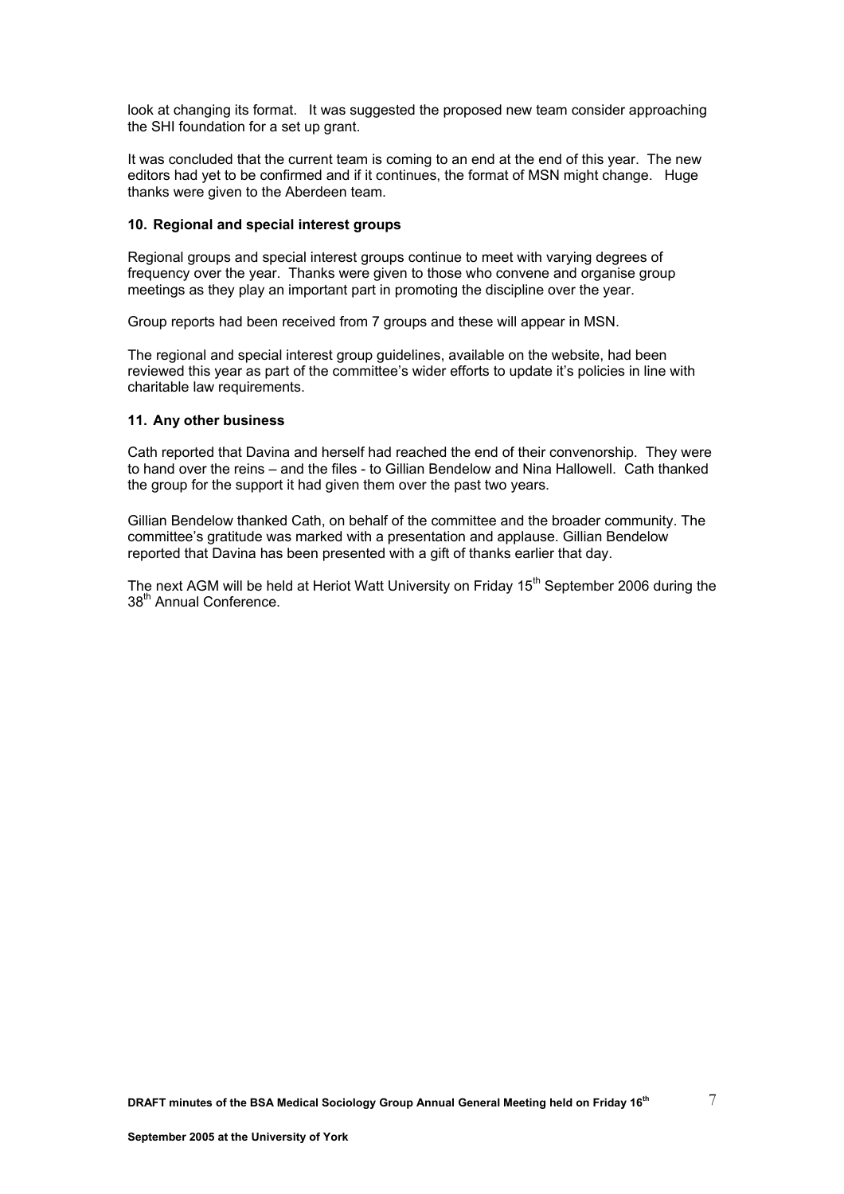look at changing its format. It was suggested the proposed new team consider approaching the SHI foundation for a set up grant.

It was concluded that the current team is coming to an end at the end of this year. The new editors had yet to be confirmed and if it continues, the format of MSN might change. Huge thanks were given to the Aberdeen team.

**10. Regional and special interest groups**

Regional groups and special interest groups continue to meet with varying degrees of frequency over the year. Thanks were given to those who convene and organise group meetings as they play an important part in promoting the discipline over the year.

Group reports had been received from 7 groups and these will appear in MSN.

The regional and special interest group guidelines, available on the website, had been reviewed this year as part of the committee's wider efforts to update it's policies in line with charitable law requirements.

**11. Any other business**

Cath reported that Davina and herself had reached the end of their convenorship. They were to hand over the reins – and the files - to Gillian Bendelow and Nina Hallowell. Cath thanked the group for the support it had given them over the past two years.

Gillian Bendelow thanked Cath, on behalf of the committee and the broader community. The committee's gratitude was marked with a presentation and applause. Gillian Bendelow reported that Davina has been presented with a gift of thanks earlier that day.

The next AGM will be held at Heriot Watt University on Friday 15th September 2006 during the 38th Annual Conference.